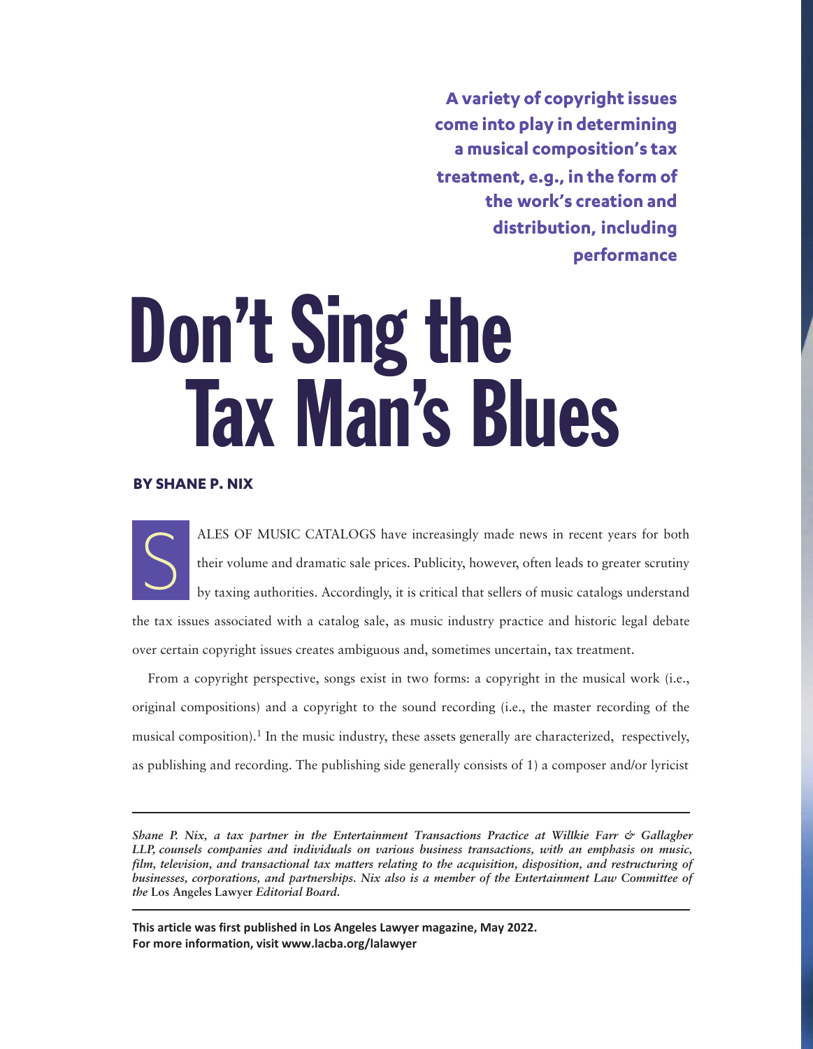**A variety of copyright issues come into play in determining a musical composition's tax treatment, e.g., in the form of the work's creation and distribution, including performance**

# Don't Sing the Tax Man's Blues

**BY SHANE P. NIX**

SALES OF MUSIC CATALOGS have increasingly made news in recent years for both their volume and dramatic sale prices. Publicity, however, often leads to greater scrutiny by taxing authorities. Accordingly, it is critical that sellers of music catalogs understand the tax issues associated with a catalog sale, as music industry practice and historic legal debate over certain copyright issues creates ambiguous and, sometimes uncertain, tax treatment.

From a copyright perspective, songs exist in two forms: a copyright in the musical work (i.e., original compositions) and a copyright to the sound recording (i.e., the master recording of the musical composition).[1] In the music industry, these assets generally are characterized, respectively, as publishing and recording. The publishing side generally consists of 1) a composer and/or lyricist

---

*Shane P. Nix, a tax partner in the Entertainment Transactions Practice at Willkie Farr & Gallagher LLP, counsels companies and individuals on various business transactions, with an emphasis on music, film, television, and transactional tax matters relating to the acquisition, disposition, and restructuring of businesses, corporations, and partnerships. Nix also is a member of the Entertainment Law Committee of the* Los Angeles Lawyer *Editorial Board.*

---

**This article was first published in Los Angeles Lawyer magazine, May 2022.**
**For more information, visit www.lacba.org/lalawyer**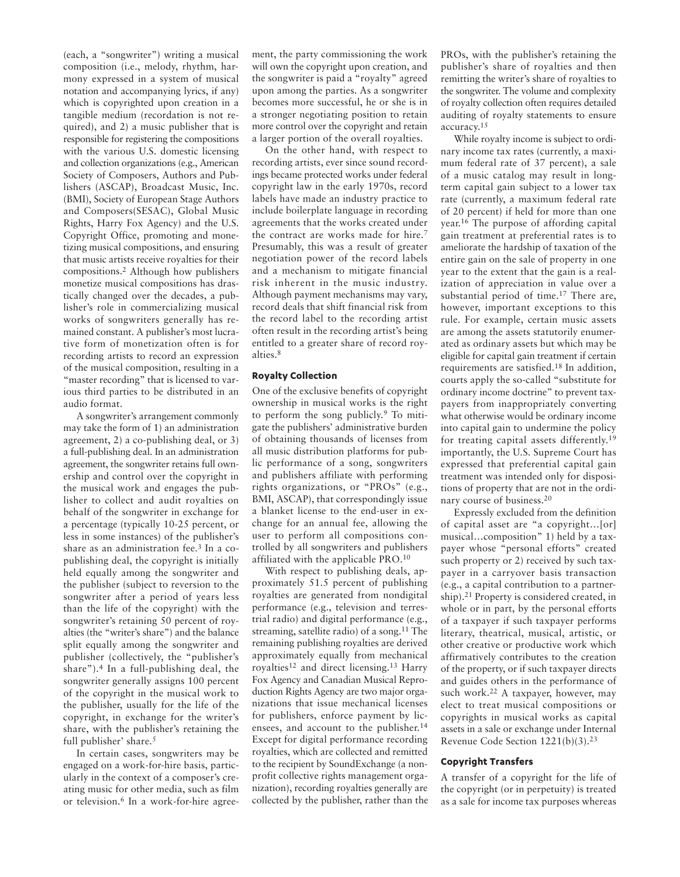(each, a "songwriter") writing a musical composition (i.e., melody, rhythm, harmony expressed in a system of musical notation and accompanying lyrics, if any) which is copyrighted upon creation in a tangible medium (recordation is not required), and 2) a music publisher that is responsible for registering the compositions with the various U.S. domestic licensing and collection organizations (e.g., American Society of Composers, Authors and Publishers (ASCAP), Broadcast Music, Inc. (BMI), Society of European Stage Authors and Composers(SESAC), Global Music Rights, Harry Fox Agency) and the U.S. Copyright Office, promoting and monetizing musical compositions, and ensuring that music artists receive royalties for their compositions.[2] Although how publishers monetize musical compositions has drastically changed over the decades, a publisher's role in commercializing musical works of songwriters generally has remained constant. A publisher's most lucrative form of monetization often is for recording artists to record an expression of the musical composition, resulting in a "master recording" that is licensed to various third parties to be distributed in an audio format.

A songwriter's arrangement commonly may take the form of 1) an administration agreement, 2) a co-publishing deal, or 3) a full-publishing deal. In an administration agreement, the songwriter retains full ownership and control over the copyright in the musical work and engages the publisher to collect and audit royalties on behalf of the songwriter in exchange for a percentage (typically 10-25 percent, or less in some instances) of the publisher's share as an administration fee.[3] In a co-publishing deal, the copyright is initially held equally among the songwriter and the publisher (subject to reversion to the songwriter after a period of years less than the life of the copyright) with the songwriter's retaining 50 percent of royalties (the "writer's share") and the balance split equally among the songwriter and publisher (collectively, the "publisher's share").[4] In a full-publishing deal, the songwriter generally assigns 100 percent of the copyright in the musical work to the publisher, usually for the life of the copyright, in exchange for the writer's share, with the publisher's retaining the full publisher' share.[5]

In certain cases, songwriters may be engaged on a work-for-hire basis, particularly in the context of a composer's creating music for other media, such as film or television.[6] In a work-for-hire agreement, the party commissioning the work will own the copyright upon creation, and the songwriter is paid a "royalty" agreed upon among the parties. As a songwriter becomes more successful, he or she is in a stronger negotiating position to retain more control over the copyright and retain a larger portion of the overall royalties.

On the other hand, with respect to recording artists, ever since sound recordings became protected works under federal copyright law in the early 1970s, record labels have made an industry practice to include boilerplate language in recording agreements that the works created under the contract are works made for hire.[7] Presumably, this was a result of greater negotiation power of the record labels and a mechanism to mitigate financial risk inherent in the music industry. Although payment mechanisms may vary, record deals that shift financial risk from the record label to the recording artist often result in the recording artist's being entitled to a greater share of record royalties.[8]

### Royalty Collection

One of the exclusive benefits of copyright ownership in musical works is the right to perform the song publicly.[9] To mitigate the publishers' administrative burden of obtaining thousands of licenses from all music distribution platforms for public performance of a song, songwriters and publishers affiliate with performing rights organizations, or "PROs" (e.g., BMI, ASCAP), that correspondingly issue a blanket license to the end-user in exchange for an annual fee, allowing the user to perform all compositions controlled by all songwriters and publishers affiliated with the applicable PRO.[10]

With respect to publishing deals, approximately 51.5 percent of publishing royalties are generated from nondigital performance (e.g., television and terrestrial radio) and digital performance (e.g., streaming, satellite radio) of a song.[11] The remaining publishing royalties are derived approximately equally from mechanical royalties[12] and direct licensing.[13] Harry Fox Agency and Canadian Musical Reproduction Rights Agency are two major organizations that issue mechanical licenses for publishers, enforce payment by licensees, and account to the publisher.[14] Except for digital performance recording royalties, which are collected and remitted to the recipient by SoundExchange (a nonprofit collective rights management organization), recording royalties generally are collected by the publisher, rather than the PROs, with the publisher's retaining the publisher's share of royalties and then remitting the writer's share of royalties to the songwriter. The volume and complexity of royalty collection often requires detailed auditing of royalty statements to ensure accuracy.[15]

While royalty income is subject to ordinary income tax rates (currently, a maximum federal rate of 37 percent), a sale of a music catalog may result in long-term capital gain subject to a lower tax rate (currently, a maximum federal rate of 20 percent) if held for more than one year.[16] The purpose of affording capital gain treatment at preferential rates is to ameliorate the hardship of taxation of the entire gain on the sale of property in one year to the extent that the gain is a realization of appreciation in value over a substantial period of time.[17] There are, however, important exceptions to this rule. For example, certain music assets are among the assets statutorily enumerated as ordinary assets but which may be eligible for capital gain treatment if certain requirements are satisfied.[18] In addition, courts apply the so-called "substitute for ordinary income doctrine" to prevent taxpayers from inappropriately converting what otherwise would be ordinary income into capital gain to undermine the policy for treating capital assets differently.[19] importantly, the U.S. Supreme Court has expressed that preferential capital gain treatment was intended only for dispositions of property that are not in the ordinary course of business.[20]

Expressly excluded from the definition of capital asset are "a copyright…[or] musical…composition" 1) held by a taxpayer whose "personal efforts" created such property or 2) received by such taxpayer in a carryover basis transaction (e.g., a capital contribution to a partnership).[21] Property is considered created, in whole or in part, by the personal efforts of a taxpayer if such taxpayer performs literary, theatrical, musical, artistic, or other creative or productive work which affirmatively contributes to the creation of the property, or if such taxpayer directs and guides others in the performance of such work.[22] A taxpayer, however, may elect to treat musical compositions or copyrights in musical works as capital assets in a sale or exchange under Internal Revenue Code Section 1221(b)(3).[23]

### Copyright Transfers

A transfer of a copyright for the life of the copyright (or in perpetuity) is treated as a sale for income tax purposes whereas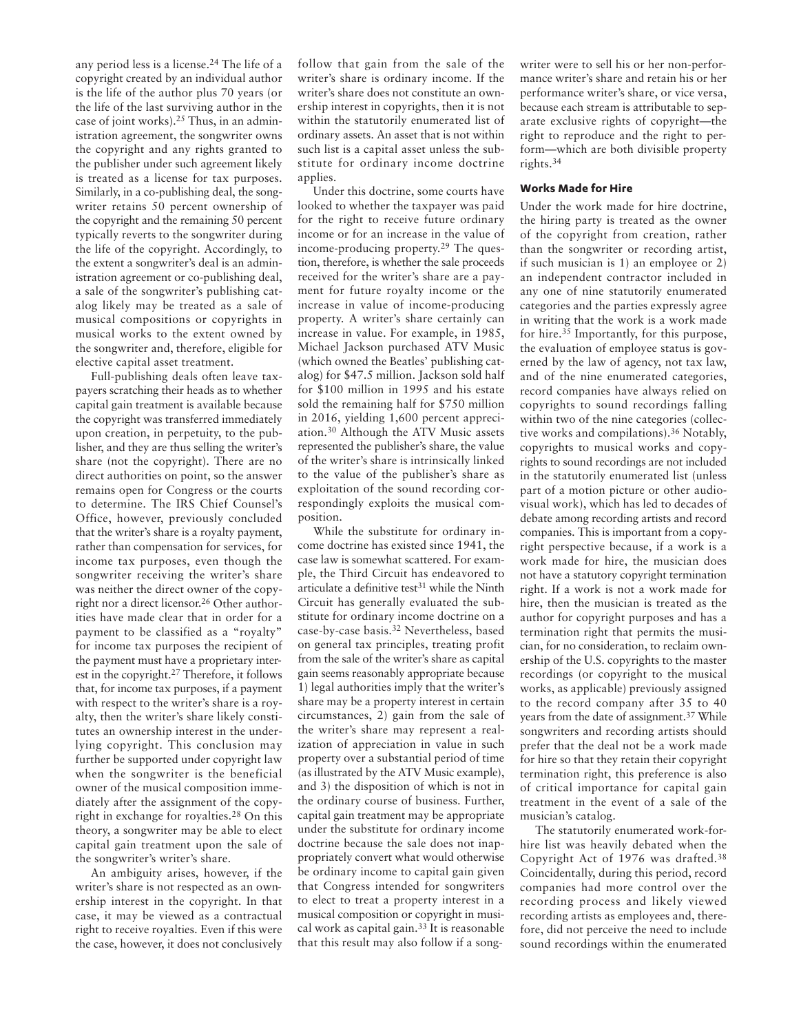any period less is a license.[24] The life of a copyright created by an individual author is the life of the author plus 70 years (or the life of the last surviving author in the case of joint works).[25] Thus, in an administration agreement, the songwriter owns the copyright and any rights granted to the publisher under such agreement likely is treated as a license for tax purposes. Similarly, in a co-publishing deal, the songwriter retains 50 percent ownership of the copyright and the remaining 50 percent typically reverts to the songwriter during the life of the copyright. Accordingly, to the extent a songwriter's deal is an administration agreement or co-publishing deal, a sale of the songwriter's publishing catalog likely may be treated as a sale of musical compositions or copyrights in musical works to the extent owned by the songwriter and, therefore, eligible for elective capital asset treatment.

Full-publishing deals often leave taxpayers scratching their heads as to whether capital gain treatment is available because the copyright was transferred immediately upon creation, in perpetuity, to the publisher, and they are thus selling the writer's share (not the copyright). There are no direct authorities on point, so the answer remains open for Congress or the courts to determine. The IRS Chief Counsel's Office, however, previously concluded that the writer's share is a royalty payment, rather than compensation for services, for income tax purposes, even though the songwriter receiving the writer's share was neither the direct owner of the copyright nor a direct licensor.[26] Other authorities have made clear that in order for a payment to be classified as a "royalty" for income tax purposes the recipient of the payment must have a proprietary interest in the copyright.[27] Therefore, it follows that, for income tax purposes, if a payment with respect to the writer's share is a royalty, then the writer's share likely constitutes an ownership interest in the underlying copyright. This conclusion may further be supported under copyright law when the songwriter is the beneficial owner of the musical composition immediately after the assignment of the copyright in exchange for royalties.[28] On this theory, a songwriter may be able to elect capital gain treatment upon the sale of the songwriter's writer's share.

An ambiguity arises, however, if the writer's share is not respected as an ownership interest in the copyright. In that case, it may be viewed as a contractual right to receive royalties. Even if this were the case, however, it does not conclusively follow that gain from the sale of the writer's share is ordinary income. If the writer's share does not constitute an ownership interest in copyrights, then it is not within the statutorily enumerated list of ordinary assets. An asset that is not within such list is a capital asset unless the substitute for ordinary income doctrine applies.

Under this doctrine, some courts have looked to whether the taxpayer was paid for the right to receive future ordinary income or for an increase in the value of income-producing property.[29] The question, therefore, is whether the sale proceeds received for the writer's share are a payment for future royalty income or the increase in value of income-producing property. A writer's share certainly can increase in value. For example, in 1985, Michael Jackson purchased ATV Music (which owned the Beatles' publishing catalog) for $47.5 million. Jackson sold half for $100 million in 1995 and his estate sold the remaining half for $750 million in 2016, yielding 1,600 percent appreciation.[30] Although the ATV Music assets represented the publisher's share, the value of the writer's share is intrinsically linked to the value of the publisher's share as exploitation of the sound recording correspondingly exploits the musical composition.

While the substitute for ordinary income doctrine has existed since 1941, the case law is somewhat scattered. For example, the Third Circuit has endeavored to articulate a definitive test[31] while the Ninth Circuit has generally evaluated the substitute for ordinary income doctrine on a case-by-case basis.[32] Nevertheless, based on general tax principles, treating profit from the sale of the writer's share as capital gain seems reasonably appropriate because 1) legal authorities imply that the writer's share may be a property interest in certain circumstances, 2) gain from the sale of the writer's share may represent a realization of appreciation in value in such property over a substantial period of time (as illustrated by the ATV Music example), and 3) the disposition of which is not in the ordinary course of business. Further, capital gain treatment may be appropriate under the substitute for ordinary income doctrine because the sale does not inappropriately convert what would otherwise be ordinary income to capital gain given that Congress intended for songwriters to elect to treat a property interest in a musical composition or copyright in musical work as capital gain.[33] It is reasonable that this result may also follow if a songwriter were to sell his or her non-performance writer's share and retain his or her performance writer's share, or vice versa, because each stream is attributable to separate exclusive rights of copyright—the right to reproduce and the right to perform—which are both divisible property rights.[34]

### Works Made for Hire

Under the work made for hire doctrine, the hiring party is treated as the owner of the copyright from creation, rather than the songwriter or recording artist, if such musician is 1) an employee or 2) an independent contractor included in any one of nine statutorily enumerated categories and the parties expressly agree in writing that the work is a work made for hire.[35] Importantly, for this purpose, the evaluation of employee status is governed by the law of agency, not tax law, and of the nine enumerated categories, record companies have always relied on copyrights to sound recordings falling within two of the nine categories (collective works and compilations).[36] Notably, copyrights to musical works and copyrights to sound recordings are not included in the statutorily enumerated list (unless part of a motion picture or other audiovisual work), which has led to decades of debate among recording artists and record companies. This is important from a copyright perspective because, if a work is a work made for hire, the musician does not have a statutory copyright termination right. If a work is not a work made for hire, then the musician is treated as the author for copyright purposes and has a termination right that permits the musician, for no consideration, to reclaim ownership of the U.S. copyrights to the master recordings (or copyright to the musical works, as applicable) previously assigned to the record company after 35 to 40 years from the date of assignment.[37] While songwriters and recording artists should prefer that the deal not be a work made for hire so that they retain their copyright termination right, this preference is also of critical importance for capital gain treatment in the event of a sale of the musician's catalog.

The statutorily enumerated work-for-hire list was heavily debated when the Copyright Act of 1976 was drafted.[38] Coincidentally, during this period, record companies had more control over the recording process and likely viewed recording artists as employees and, therefore, did not perceive the need to include sound recordings within the enumerated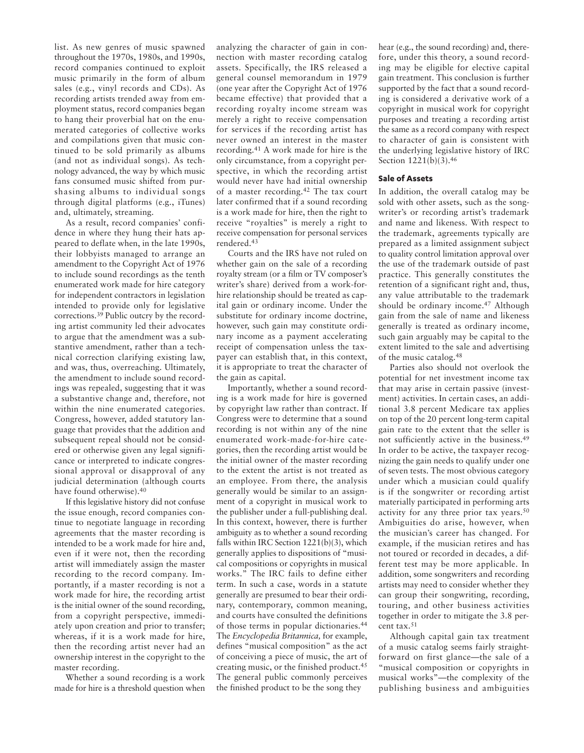list. As new genres of music spawned throughout the 1970s, 1980s, and 1990s, record companies continued to exploit music primarily in the form of album sales (e.g., vinyl records and CDs). As recording artists trended away from employment status, record companies began to hang their proverbial hat on the enumerated categories of collective works and compilations given that music continued to be sold primarily as albums (and not as individual songs). As technology advanced, the way by which music fans consumed music shifted from purshasing albums to individual songs through digital platforms (e.g., iTunes) and, ultimately, streaming.

As a result, record companies' confidence in where they hung their hats appeared to deflate when, in the late 1990s, their lobbyists managed to arrange an amendment to the Copyright Act of 1976 to include sound recordings as the tenth enumerated work made for hire category for independent contractors in legislation intended to provide only for legislative corrections.[39] Public outcry by the recording artist community led their advocates to argue that the amendment was a substantive amendment, rather than a technical correction clarifying existing law, and was, thus, overreaching. Ultimately, the amendment to include sound recordings was repealed, suggesting that it was a substantive change and, therefore, not within the nine enumerated categories. Congress, however, added statutory language that provides that the addition and subsequent repeal should not be considered or otherwise given any legal significance or interpreted to indicate congressional approval or disapproval of any judicial determination (although courts have found otherwise).[40]

If this legislative history did not confuse the issue enough, record companies continue to negotiate language in recording agreements that the master recording is intended to be a work made for hire and, even if it were not, then the recording artist will immediately assign the master recording to the record company. Importantly, if a master recording is not a work made for hire, the recording artist is the initial owner of the sound recording, from a copyright perspective, immediately upon creation and prior to transfer; whereas, if it is a work made for hire, then the recording artist never had an ownership interest in the copyright to the master recording.

Whether a sound recording is a work made for hire is a threshold question when analyzing the character of gain in connection with master recording catalog assets. Specifically, the IRS released a general counsel memorandum in 1979 (one year after the Copyright Act of 1976 became effective) that provided that a recording royalty income stream was merely a right to receive compensation for services if the recording artist has never owned an interest in the master recording.[41] A work made for hire is the only circumstance, from a copyright perspective, in which the recording artist would never have had initial ownership of a master recording.[42] The tax court later confirmed that if a sound recording is a work made for hire, then the right to receive "royalties" is merely a right to receive compensation for personal services rendered.[43]

Courts and the IRS have not ruled on whether gain on the sale of a recording royalty stream (or a film or TV composer's writer's share) derived from a work-for-hire relationship should be treated as capital gain or ordinary income. Under the substitute for ordinary income doctrine, however, such gain may constitute ordinary income as a payment accelerating receipt of compensation unless the taxpayer can establish that, in this context, it is appropriate to treat the character of the gain as capital.

Importantly, whether a sound recording is a work made for hire is governed by copyright law rather than contract. If Congress were to determine that a sound recording is not within any of the nine enumerated work-made-for-hire categories, then the recording artist would be the initial owner of the master recording to the extent the artist is not treated as an employee. From there, the analysis generally would be similar to an assignment of a copyright in musical work to the publisher under a full-publishing deal. In this context, however, there is further ambiguity as to whether a sound recording falls within IRC Section 1221(b)(3), which generally applies to dispositions of "musical compositions or copyrights in musical works." The IRC fails to define either term. In such a case, words in a statute generally are presumed to bear their ordinary, contemporary, common meaning, and courts have consulted the definitions of those terms in popular dictionaries.[44] The *Encyclopedia Britannica,* for example, defines "musical composition" as the act of conceiving a piece of music, the art of creating music, or the finished product.[45] The general public commonly perceives the finished product to be the song they hear (e.g., the sound recording) and, therefore, under this theory, a sound recording may be eligible for elective capital gain treatment. This conclusion is further supported by the fact that a sound recording is considered a derivative work of a copyright in musical work for copyright purposes and treating a recording artist the same as a record company with respect to character of gain is consistent with the underlying legislative history of IRC Section 1221(b)(3).[46]

### Sale of Assets

In addition, the overall catalog may be sold with other assets, such as the songwriter's or recording artist's trademark and name and likeness. With respect to the trademark, agreements typically are prepared as a limited assignment subject to quality control limitation approval over the use of the trademark outside of past practice. This generally constitutes the retention of a significant right and, thus, any value attributable to the trademark should be ordinary income.[47] Although gain from the sale of name and likeness generally is treated as ordinary income, such gain arguably may be capital to the extent limited to the sale and advertising of the music catalog.[48]

Parties also should not overlook the potential for net investment income tax that may arise in certain passive (investment) activities. In certain cases, an additional 3.8 percent Medicare tax applies on top of the 20 percent long-term capital gain rate to the extent that the seller is not sufficiently active in the business.[49] In order to be active, the taxpayer recognizing the gain needs to qualify under one of seven tests. The most obvious category under which a musician could qualify is if the songwriter or recording artist materially participated in performing arts activity for any three prior tax years.[50] Ambiguities do arise, however, when the musician's career has changed. For example, if the musician retires and has not toured or recorded in decades, a different test may be more applicable. In addition, some songwriters and recording artists may need to consider whether they can group their songwriting, recording, touring, and other business activities together in order to mitigate the 3.8 percent tax.[51]

Although capital gain tax treatment of a music catalog seems fairly straightforward on first glance—the sale of a "musical composition or copyrights in musical works"—the complexity of the publishing business and ambiguities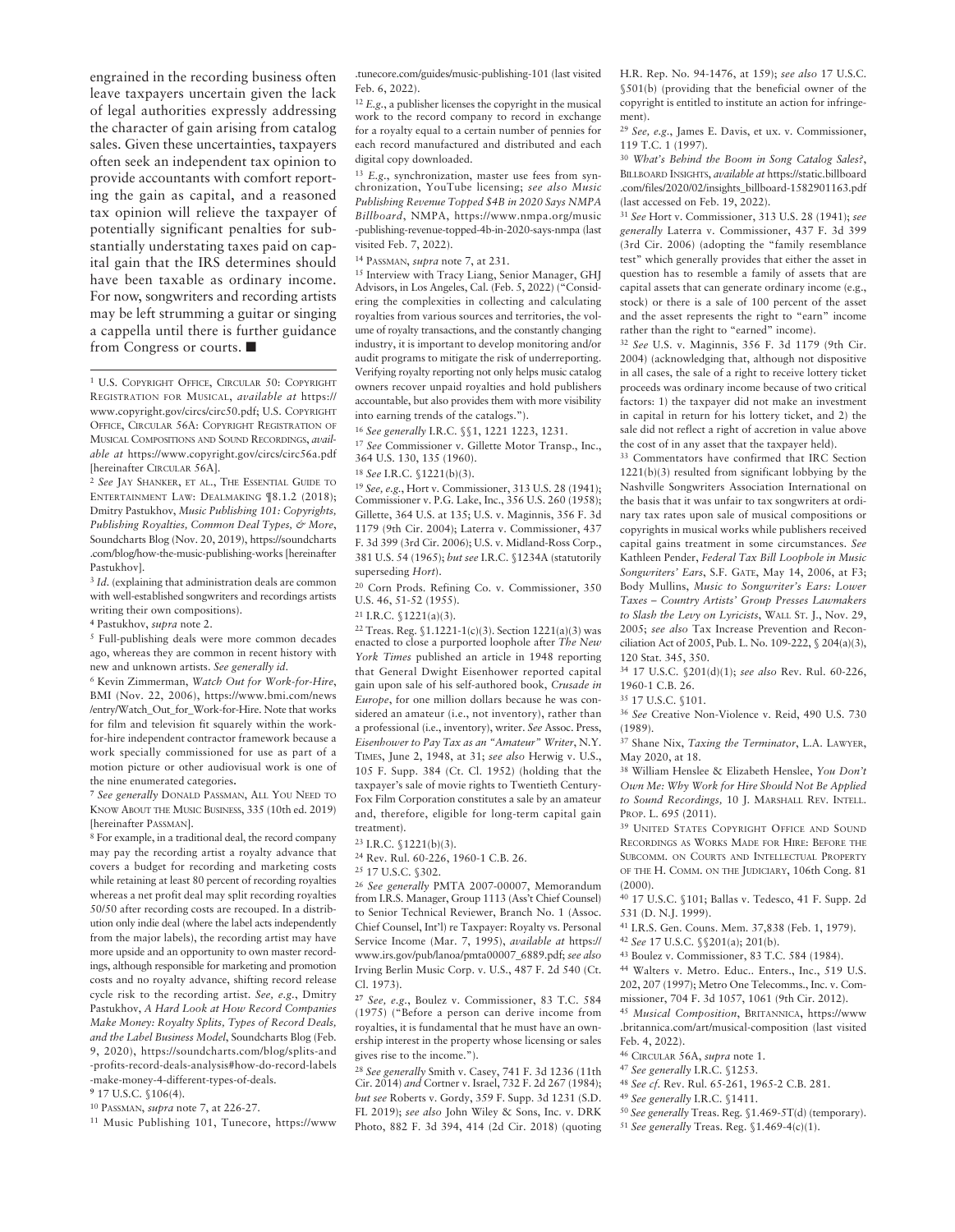engrained in the recording business often leave taxpayers uncertain given the lack of legal authorities expressly addressing the character of gain arising from catalog sales. Given these uncertainties, taxpayers often seek an independent tax opinion to provide accountants with comfort reporting the gain as capital, and a reasoned tax opinion will relieve the taxpayer of potentially significant penalties for substantially understating taxes paid on capital gain that the IRS determines should have been taxable as ordinary income. For now, songwriters and recording artists may be left strumming a guitar or singing a cappella until there is further guidance from Congress or courts. ■

---

[1] U.S. COPYRIGHT OFFICE, CIRCULAR 50: COPYRIGHT REGISTRATION FOR MUSICAL, *available at* https://www.copyright.gov/circs/circ50.pdf; U.S. COPYRIGHT OFFICE, CIRCULAR 56A: COPYRIGHT REGISTRATION OF MUSICAL COMPOSITIONS AND SOUND RECORDINGS, *available at* https://www.copyright.gov/circs/circ56a.pdf [hereinafter CIRCULAR 56A].

[2] *See* JAY SHANKER, ET AL., THE ESSENTIAL GUIDE TO ENTERTAINMENT LAW: DEALMAKING ¶8.1.2 (2018); Dmitry Pastukhov, *Music Publishing 101: Copyrights, Publishing Royalties, Common Deal Types, & More*, Soundcharts Blog (Nov. 20, 2019), https://soundcharts.com/blog/how-the-music-publishing-works [hereinafter Pastukhov].

[3] *Id.* (explaining that administration deals are common with well-established songwriters and recordings artists writing their own compositions).

[4] Pastukhov, *supra* note 2.

[5] Full-publishing deals were more common decades ago, whereas they are common in recent history with new and unknown artists. *See generally id.*

[6] Kevin Zimmerman, *Watch Out for Work-for-Hire*, BMI (Nov. 22, 2006), https://www.bmi.com/news/entry/Watch_Out_for_Work-for-Hire. Note that works for film and television fit squarely within the work-for-hire independent contractor framework because a work specially commissioned for use as part of a motion picture or other audiovisual work is one of the nine enumerated categories.

[7] *See generally* DONALD PASSMAN, ALL YOU NEED TO KNOW ABOUT THE MUSIC BUSINESS, 335 (10th ed. 2019) [hereinafter PASSMAN].

[8] For example, in a traditional deal, the record company may pay the recording artist a royalty advance that covers a budget for recording and marketing costs while retaining at least 80 percent of recording royalties whereas a net profit deal may split recording royalties 50/50 after recording costs are recouped. In a distribution only indie deal (where the label acts independently from the major labels), the recording artist may have more upside and an opportunity to own master recordings, although responsible for marketing and promotion costs and no royalty advance, shifting record release cycle risk to the recording artist. *See, e.g.*, Dmitry Pastukhov, *A Hard Look at How Record Companies Make Money: Royalty Splits, Types of Record Deals, and the Label Business Model*, Soundcharts Blog (Feb. 9, 2020), https://soundcharts.com/blog/splits-and-profits-record-deals-analysis#how-do-record-labels-make-money-4-different-types-of-deals.

[9] 17 U.S.C. §106(4).

[10] PASSMAN, *supra* note 7, at 226-27.

[11] Music Publishing 101, Tunecore, https://www.tunecore.com/guides/music-publishing-101 (last visited Feb. 6, 2022).

[12] *E.g.*, a publisher licenses the copyright in the musical work to the record company to record in exchange for a royalty equal to a certain number of pennies for each record manufactured and distributed and each digital copy downloaded.

[13] *E.g.*, synchronization, master use fees from synchronization, YouTube licensing; *see also Music Publishing Revenue Topped $4B in 2020 Says NMPA Billboard*, NMPA, https://www.nmpa.org/music-publishing-revenue-topped-4b-in-2020-says-nmpa (last visited Feb. 7, 2022).

[14] PASSMAN, *supra* note 7, at 231.

[15] Interview with Tracy Liang, Senior Manager, GHJ Advisors, in Los Angeles, Cal. (Feb. 5, 2022) ("Considering the complexities in collecting and calculating royalties from various sources and territories, the volume of royalty transactions, and the constantly changing industry, it is important to develop monitoring and/or audit programs to mitigate the risk of underreporting. Verifying royalty reporting not only helps music catalog owners recover unpaid royalties and hold publishers accountable, but also provides them with more visibility into earning trends of the catalogs.").

[16] *See generally* I.R.C. §§1, 1221 1223, 1231.

[17] *See* Commissioner v. Gillette Motor Transp., Inc., 364 U.S. 130, 135 (1960).

[18] *See* I.R.C. §1221(b)(3).

[19] *See, e.g.*, Hort v. Commissioner, 313 U.S. 28 (1941); Commissioner v. P.G. Lake, Inc., 356 U.S. 260 (1958); Gillette, 364 U.S. at 135; U.S. v. Maginnis, 356 F. 3d 1179 (9th Cir. 2004); Laterra v. Commissioner, 437 F. 3d 399 (3rd Cir. 2006); U.S. v. Midland-Ross Corp., 381 U.S. 54 (1965); *but see* I.R.C. §1234A (statutorily superseding *Hort*).

[20] Corn Prods. Refining Co. v. Commissioner, 350 U.S. 46, 51-52 (1955).

[21] I.R.C. §1221(a)(3).

[22] Treas. Reg. §1.1221-1(c)(3). Section 1221(a)(3) was enacted to close a purported loophole after *The New York Times* published an article in 1948 reporting that General Dwight Eisenhower reported capital gain upon sale of his self-authored book, *Crusade in Europe*, for one million dollars because he was considered an amateur (i.e., not inventory), rather than a professional (i.e., inventory), writer. *See* Assoc. Press, *Eisenhower to Pay Tax as an "Amateur" Writer*, N.Y. TIMES, June 2, 1948, at 31; *see also* Herwig v. U.S., 105 F. Supp. 384 (Ct. Cl. 1952) (holding that the taxpayer's sale of movie rights to Twentieth Century-Fox Film Corporation constitutes a sale by an amateur and, therefore, eligible for long-term capital gain treatment).

[23] I.R.C. §1221(b)(3).

[24] Rev. Rul. 60-226, 1960-1 C.B. 26.

[25] 17 U.S.C. §302.

[26] *See generally* PMTA 2007-00007, Memorandum from I.R.S. Manager, Group 1113 (Ass't Chief Counsel) to Senior Technical Reviewer, Branch No. 1 (Assoc. Chief Counsel, Int'l) re Taxpayer: Royalty vs. Personal Service Income (Mar. 7, 1995), *available at* https://www.irs.gov/pub/lanoa/pmta00007_6889.pdf; *see also* Irving Berlin Music Corp. v. U.S., 487 F. 2d 540 (Ct. Cl. 1973).

[27] *See, e.g.*, Boulez v. Commissioner, 83 T.C. 584 (1975) ("Before a person can derive income from royalties, it is fundamental that he must have an ownership interest in the property whose licensing or sales gives rise to the income.").

[28] *See generally* Smith v. Casey, 741 F. 3d 1236 (11th Cir. 2014) *and* Cortner v. Israel, 732 F. 2d 267 (1984); *but see* Roberts v. Gordy, 359 F. Supp. 3d 1231 (S.D. FL 2019); *see also* John Wiley & Sons, Inc. v. DRK Photo, 882 F. 3d 394, 414 (2d Cir. 2018) (quoting H.R. Rep. No. 94-1476, at 159); *see also* 17 U.S.C. §501(b) (providing that the beneficial owner of the copyright is entitled to institute an action for infringement).

[29] *See, e.g.*, James E. Davis, et ux. v. Commissioner, 119 T.C. 1 (1997).

[30] *What's Behind the Boom in Song Catalog Sales?*, BILLBOARD INSIGHTS, *available at* https://static.billboard.com/files/2020/02/insights_billboard-1582901163.pdf (last accessed on Feb. 19, 2022).

[31] *See* Hort v. Commissioner, 313 U.S. 28 (1941); *see generally* Laterra v. Commissioner, 437 F. 3d 399 (3rd Cir. 2006) (adopting the "family resemblance test" which generally provides that either the asset in question has to resemble a family of assets that are capital assets that can generate ordinary income (e.g., stock) or there is a sale of 100 percent of the asset and the asset represents the right to "earn" income rather than the right to "earned" income).

[32] *See* U.S. v. Maginnis, 356 F. 3d 1179 (9th Cir. 2004) (acknowledging that, although not dispositive in all cases, the sale of a right to receive lottery ticket proceeds was ordinary income because of two critical factors: 1) the taxpayer did not make an investment in capital in return for his lottery ticket, and 2) the sale did not reflect a right of accretion in value above the cost of in any asset that the taxpayer held).

[33] Commentators have confirmed that IRC Section 1221(b)(3) resulted from significant lobbying by the Nashville Songwriters Association International on the basis that it was unfair to tax songwriters at ordinary tax rates upon sale of musical compositions or copyrights in musical works while publishers received capital gains treatment in some circumstances. *See* Kathleen Pender, *Federal Tax Bill Loophole in Music Songwriters' Ears*, S.F. GATE, May 14, 2006, at F3; Body Mullins, *Music to Songwriter's Ears: Lower Taxes – Country Artists' Group Presses Lawmakers to Slash the Levy on Lyricists*, WALL ST. J., Nov. 29, 2005; *see also* Tax Increase Prevention and Reconciliation Act of 2005, Pub. L. No. 109-222, § 204(a)(3), 120 Stat. 345, 350.

[34] 17 U.S.C. §201(d)(1); *see also* Rev. Rul. 60-226, 1960-1 C.B. 26.

[35] 17 U.S.C. §101.

[36] *See* Creative Non-Violence v. Reid, 490 U.S. 730 (1989).

[37] Shane Nix, *Taxing the Terminator*, L.A. LAWYER, May 2020, at 18.

[38] William Henslee & Elizabeth Henslee, *You Don't Own Me: Why Work for Hire Should Not Be Applied to Sound Recordings*, 10 J. MARSHALL REV. INTELL. PROP. L. 695 (2011).

[39] UNITED STATES COPYRIGHT OFFICE AND SOUND RECORDINGS AS WORKS MADE FOR HIRE: BEFORE THE SUBCOMM. ON COURTS AND INTELLECTUAL PROPERTY OF THE H. COMM. ON THE JUDICIARY, 106th Cong. 81 (2000).

[40] 17 U.S.C. §101; Ballas v. Tedesco, 41 F. Supp. 2d 531 (D. N.J. 1999).

[41] I.R.S. Gen. Couns. Mem. 37,838 (Feb. 1, 1979).

[42] *See* 17 U.S.C. §§201(a); 201(b).

[43] Boulez v. Commissioner, 83 T.C. 584 (1984).

[44] Walters v. Metro. Educ.. Enters., Inc., 519 U.S. 202, 207 (1997); Metro One Telecomms., Inc. v. Commissioner, 704 F. 3d 1057, 1061 (9th Cir. 2012).

[45] *Musical Composition*, BRITANNICA, https://www.britannica.com/art/musical-composition (last visited Feb. 4, 2022).

[46] CIRCULAR 56A, *supra* note 1.

[47] *See generally* I.R.C. §1253.

[48] *See cf.* Rev. Rul. 65-261, 1965-2 C.B. 281.

[49] *See generally* I.R.C. §1411.

[50] *See generally* Treas. Reg. §1.469-5T(d) (temporary).

[51] *See generally* Treas. Reg. §1.469-4(c)(1).